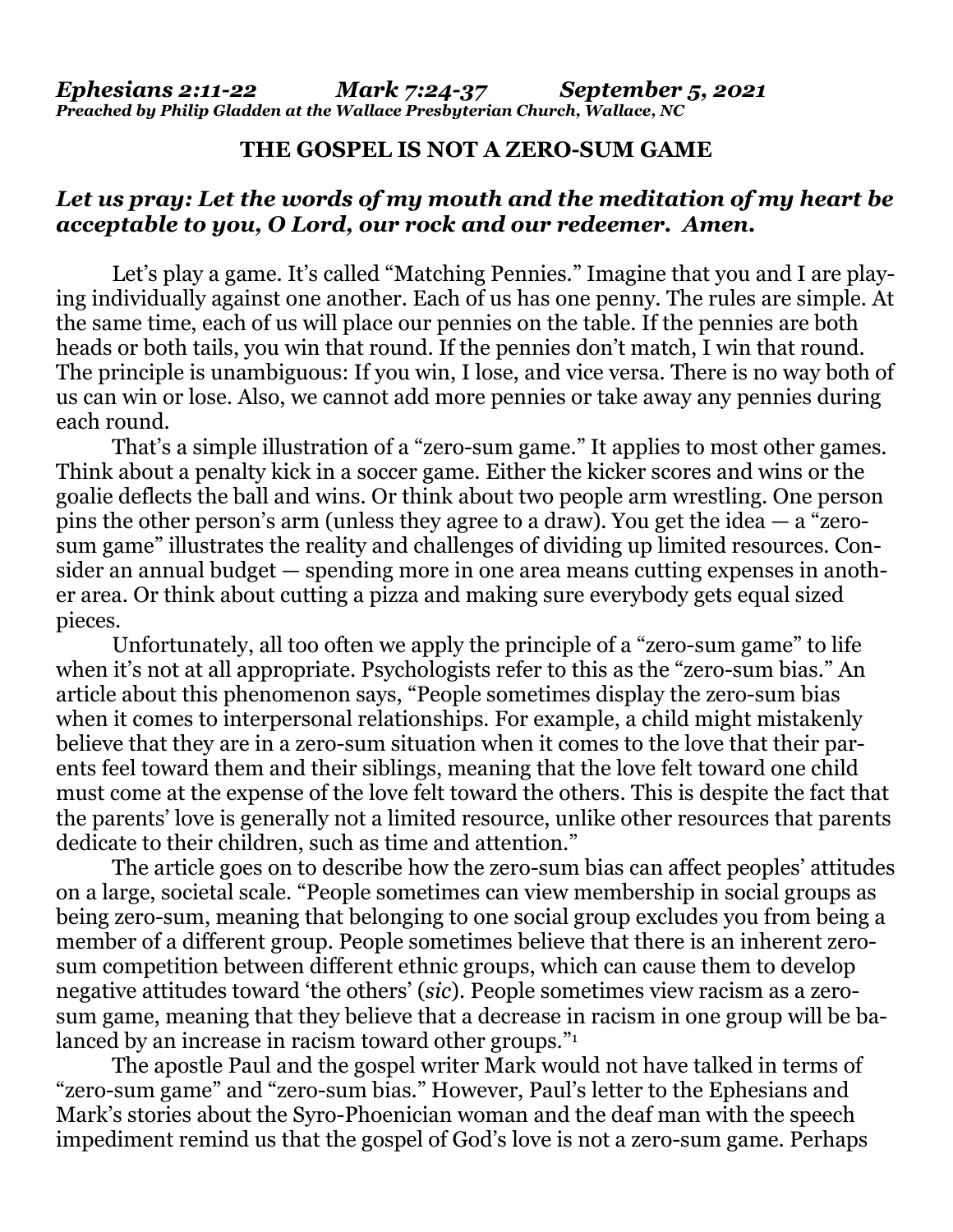***Ephesians 2:11-22 Mark 7:24-37 September 5, 2021***
***Preached by Philip Gladden at the Wallace Presbyterian Church, Wallace, NC***

## THE GOSPEL IS NOT A ZERO-SUM GAME

***Let us pray: Let the words of my mouth and the meditation of my heart be acceptable to you, O Lord, our rock and our redeemer. Amen.***

Let's play a game. It's called "Matching Pennies." Imagine that you and I are playing individually against one another. Each of us has one penny. The rules are simple. At the same time, each of us will place our pennies on the table. If the pennies are both heads or both tails, you win that round. If the pennies don't match, I win that round. The principle is unambiguous: If you win, I lose, and vice versa. There is no way both of us can win or lose. Also, we cannot add more pennies or take away any pennies during each round.

That's a simple illustration of a "zero-sum game." It applies to most other games. Think about a penalty kick in a soccer game. Either the kicker scores and wins or the goalie deflects the ball and wins. Or think about two people arm wrestling. One person pins the other person's arm (unless they agree to a draw). You get the idea — a "zero-sum game" illustrates the reality and challenges of dividing up limited resources. Consider an annual budget — spending more in one area means cutting expenses in another area. Or think about cutting a pizza and making sure everybody gets equal sized pieces.

Unfortunately, all too often we apply the principle of a "zero-sum game" to life when it's not at all appropriate. Psychologists refer to this as the "zero-sum bias." An article about this phenomenon says, "People sometimes display the zero-sum bias when it comes to interpersonal relationships. For example, a child might mistakenly believe that they are in a zero-sum situation when it comes to the love that their parents feel toward them and their siblings, meaning that the love felt toward one child must come at the expense of the love felt toward the others. This is despite the fact that the parents' love is generally not a limited resource, unlike other resources that parents dedicate to their children, such as time and attention."

The article goes on to describe how the zero-sum bias can affect peoples' attitudes on a large, societal scale. "People sometimes can view membership in social groups as being zero-sum, meaning that belonging to one social group excludes you from being a member of a different group. People sometimes believe that there is an inherent zero-sum competition between different ethnic groups, which can cause them to develop negative attitudes toward 'the others' (*sic*). People sometimes view racism as a zero-sum game, meaning that they believe that a decrease in racism in one group will be balanced by an increase in racism toward other groups."[1]

The apostle Paul and the gospel writer Mark would not have talked in terms of "zero-sum game" and "zero-sum bias." However, Paul's letter to the Ephesians and Mark's stories about the Syro-Phoenician woman and the deaf man with the speech impediment remind us that the gospel of God's love is not a zero-sum game. Perhaps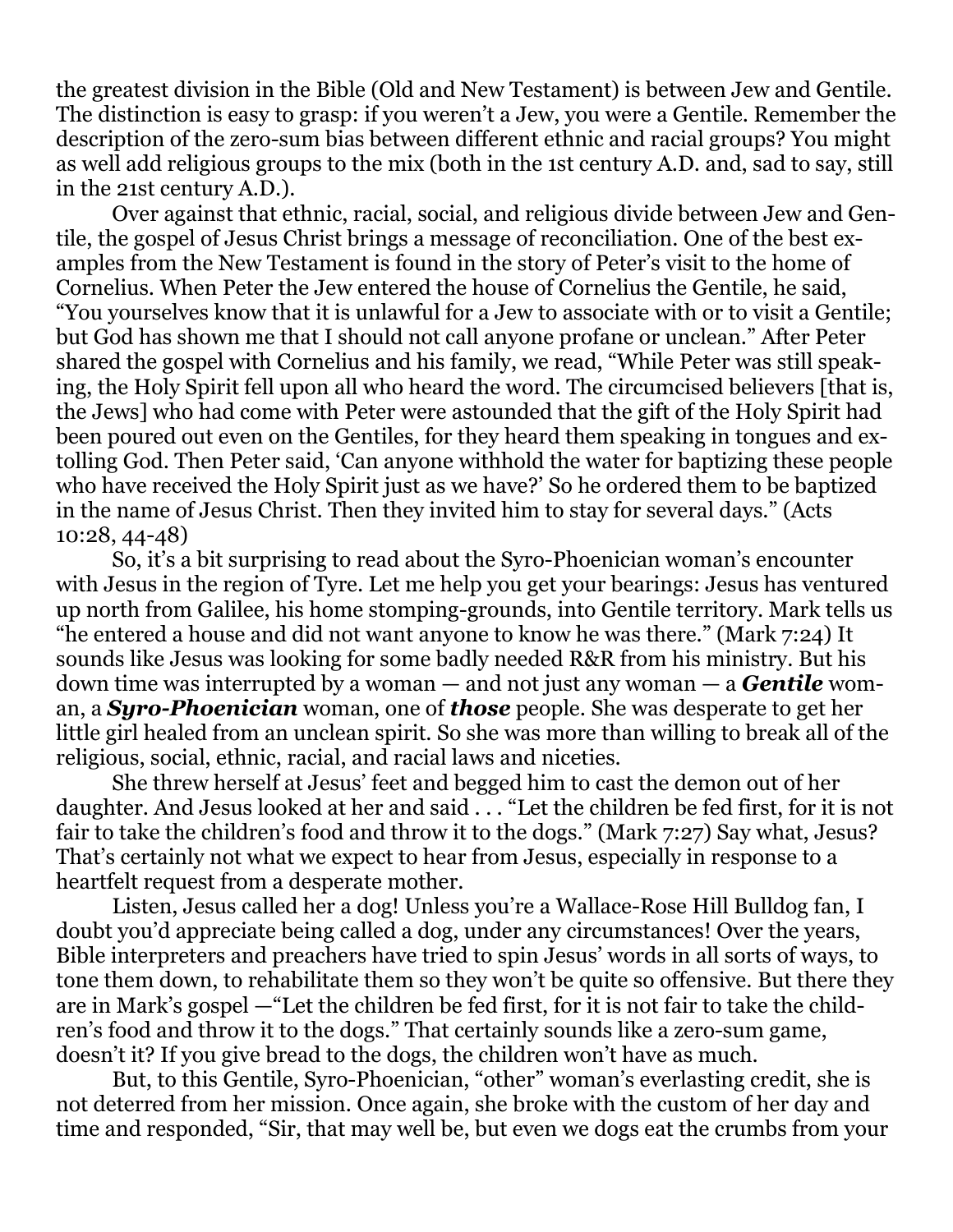the greatest division in the Bible (Old and New Testament) is between Jew and Gentile. The distinction is easy to grasp: if you weren't a Jew, you were a Gentile. Remember the description of the zero-sum bias between different ethnic and racial groups? You might as well add religious groups to the mix (both in the 1st century A.D. and, sad to say, still in the 21st century A.D.).

Over against that ethnic, racial, social, and religious divide between Jew and Gentile, the gospel of Jesus Christ brings a message of reconciliation. One of the best examples from the New Testament is found in the story of Peter's visit to the home of Cornelius. When Peter the Jew entered the house of Cornelius the Gentile, he said, "You yourselves know that it is unlawful for a Jew to associate with or to visit a Gentile; but God has shown me that I should not call anyone profane or unclean." After Peter shared the gospel with Cornelius and his family, we read, "While Peter was still speaking, the Holy Spirit fell upon all who heard the word. The circumcised believers [that is, the Jews] who had come with Peter were astounded that the gift of the Holy Spirit had been poured out even on the Gentiles, for they heard them speaking in tongues and extolling God. Then Peter said, 'Can anyone withhold the water for baptizing these people who have received the Holy Spirit just as we have?' So he ordered them to be baptized in the name of Jesus Christ. Then they invited him to stay for several days." (Acts 10:28, 44-48)

So, it's a bit surprising to read about the Syro-Phoenician woman's encounter with Jesus in the region of Tyre. Let me help you get your bearings: Jesus has ventured up north from Galilee, his home stomping-grounds, into Gentile territory. Mark tells us "he entered a house and did not want anyone to know he was there." (Mark 7:24) It sounds like Jesus was looking for some badly needed R&R from his ministry. But his down time was interrupted by a woman — and not just any woman — a ***Gentile*** woman, a ***Syro-Phoenician*** woman, one of ***those*** people. She was desperate to get her little girl healed from an unclean spirit. So she was more than willing to break all of the religious, social, ethnic, racial, and racial laws and niceties.

She threw herself at Jesus' feet and begged him to cast the demon out of her daughter. And Jesus looked at her and said . . . "Let the children be fed first, for it is not fair to take the children's food and throw it to the dogs." (Mark 7:27) Say what, Jesus? That's certainly not what we expect to hear from Jesus, especially in response to a heartfelt request from a desperate mother.

Listen, Jesus called her a dog! Unless you're a Wallace-Rose Hill Bulldog fan, I doubt you'd appreciate being called a dog, under any circumstances! Over the years, Bible interpreters and preachers have tried to spin Jesus' words in all sorts of ways, to tone them down, to rehabilitate them so they won't be quite so offensive. But there they are in Mark's gospel —"Let the children be fed first, for it is not fair to take the children's food and throw it to the dogs." That certainly sounds like a zero-sum game, doesn't it? If you give bread to the dogs, the children won't have as much.

But, to this Gentile, Syro-Phoenician, "other" woman's everlasting credit, she is not deterred from her mission. Once again, she broke with the custom of her day and time and responded, "Sir, that may well be, but even we dogs eat the crumbs from your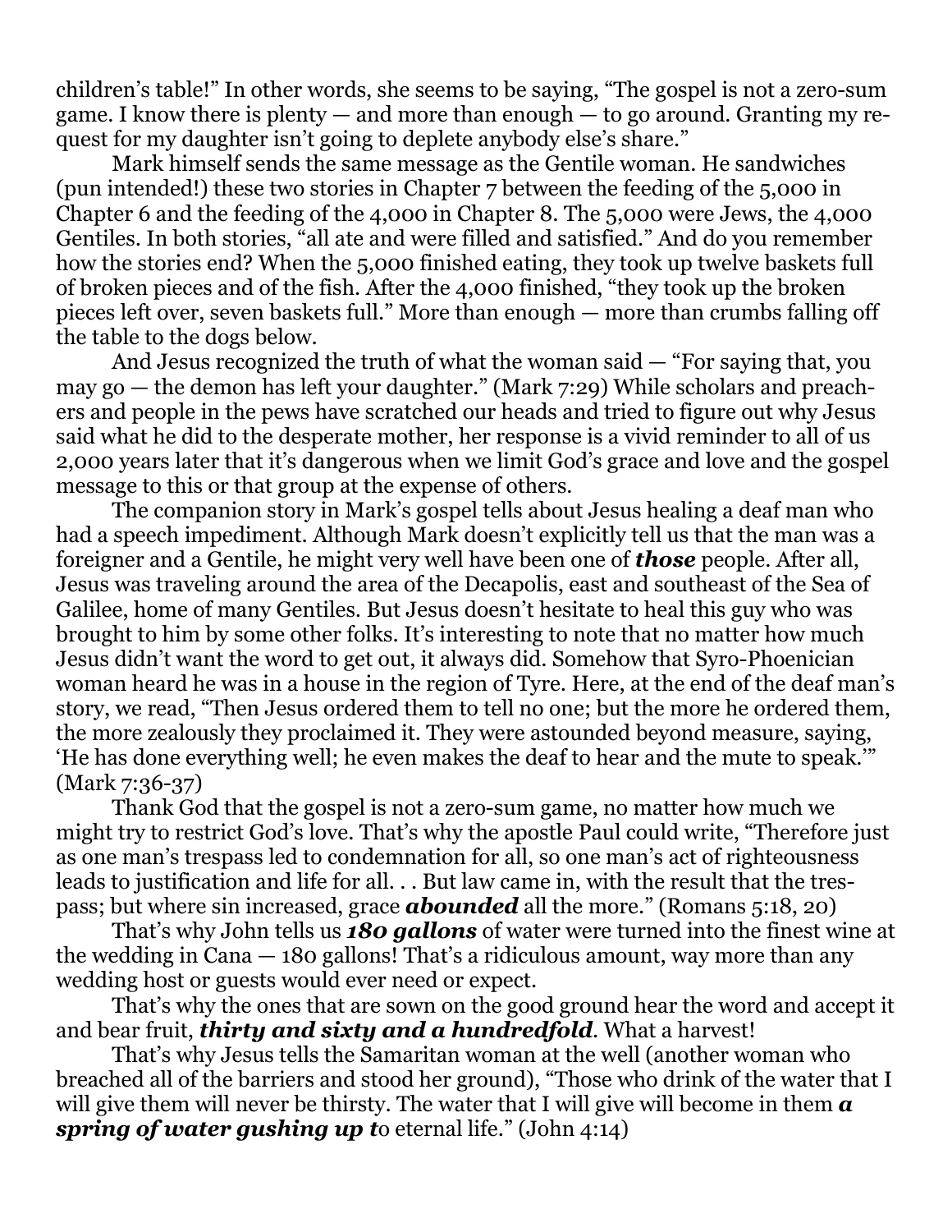children's table!" In other words, she seems to be saying, "The gospel is not a zero-sum game. I know there is plenty — and more than enough — to go around. Granting my request for my daughter isn't going to deplete anybody else's share."

Mark himself sends the same message as the Gentile woman. He sandwiches (pun intended!) these two stories in Chapter 7 between the feeding of the 5,000 in Chapter 6 and the feeding of the 4,000 in Chapter 8. The 5,000 were Jews, the 4,000 Gentiles. In both stories, "all ate and were filled and satisfied." And do you remember how the stories end? When the 5,000 finished eating, they took up twelve baskets full of broken pieces and of the fish. After the 4,000 finished, "they took up the broken pieces left over, seven baskets full." More than enough — more than crumbs falling off the table to the dogs below.

And Jesus recognized the truth of what the woman said — "For saying that, you may go — the demon has left your daughter." (Mark 7:29) While scholars and preachers and people in the pews have scratched our heads and tried to figure out why Jesus said what he did to the desperate mother, her response is a vivid reminder to all of us 2,000 years later that it's dangerous when we limit God's grace and love and the gospel message to this or that group at the expense of others.

The companion story in Mark's gospel tells about Jesus healing a deaf man who had a speech impediment. Although Mark doesn't explicitly tell us that the man was a foreigner and a Gentile, he might very well have been one of ***those*** people. After all, Jesus was traveling around the area of the Decapolis, east and southeast of the Sea of Galilee, home of many Gentiles. But Jesus doesn't hesitate to heal this guy who was brought to him by some other folks. It's interesting to note that no matter how much Jesus didn't want the word to get out, it always did. Somehow that Syro-Phoenician woman heard he was in a house in the region of Tyre. Here, at the end of the deaf man's story, we read, "Then Jesus ordered them to tell no one; but the more he ordered them, the more zealously they proclaimed it. They were astounded beyond measure, saying, 'He has done everything well; he even makes the deaf to hear and the mute to speak.'" (Mark 7:36-37)

Thank God that the gospel is not a zero-sum game, no matter how much we might try to restrict God's love. That's why the apostle Paul could write, "Therefore just as one man's trespass led to condemnation for all, so one man's act of righteousness leads to justification and life for all. . . But law came in, with the result that the trespass; but where sin increased, grace ***abounded*** all the more." (Romans 5:18, 20)

That's why John tells us ***180 gallons*** of water were turned into the finest wine at the wedding in Cana — 180 gallons! That's a ridiculous amount, way more than any wedding host or guests would ever need or expect.

That's why the ones that are sown on the good ground hear the word and accept it and bear fruit, ***thirty and sixty and a hundredfold***. What a harvest!

That's why Jesus tells the Samaritan woman at the well (another woman who breached all of the barriers and stood her ground), "Those who drink of the water that I will give them will never be thirsty. The water that I will give will become in them ***a spring of water gushing up t***o eternal life." (John 4:14)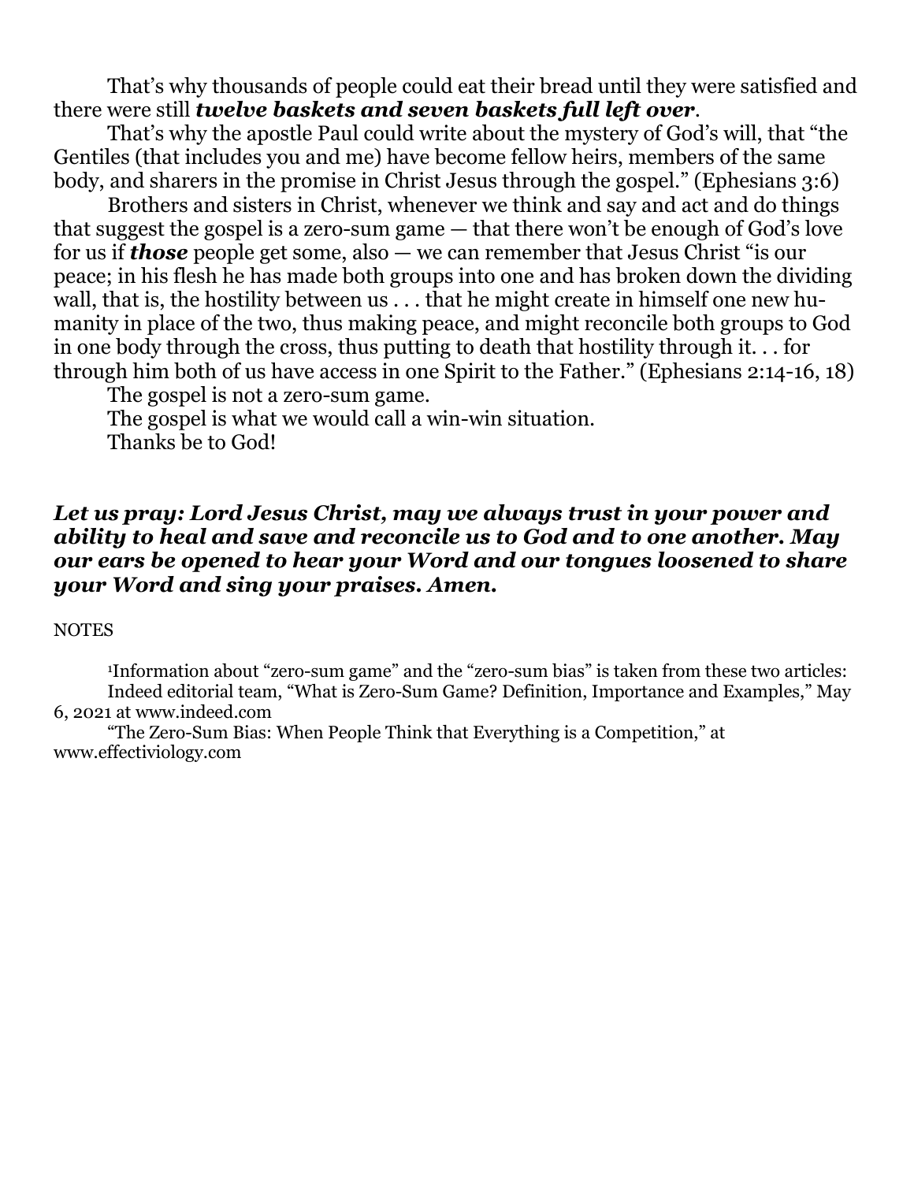That's why thousands of people could eat their bread until they were satisfied and there were still ***twelve baskets and seven baskets full left over***.

That's why the apostle Paul could write about the mystery of God's will, that "the Gentiles (that includes you and me) have become fellow heirs, members of the same body, and sharers in the promise in Christ Jesus through the gospel." (Ephesians 3:6)

Brothers and sisters in Christ, whenever we think and say and act and do things that suggest the gospel is a zero-sum game — that there won't be enough of God's love for us if ***those*** people get some, also — we can remember that Jesus Christ "is our peace; in his flesh he has made both groups into one and has broken down the dividing wall, that is, the hostility between us . . . that he might create in himself one new humanity in place of the two, thus making peace, and might reconcile both groups to God in one body through the cross, thus putting to death that hostility through it. . . for through him both of us have access in one Spirit to the Father." (Ephesians 2:14-16, 18)

The gospel is not a zero-sum game.

The gospel is what we would call a win-win situation.

Thanks be to God!

***Let us pray: Lord Jesus Christ, may we always trust in your power and ability to heal and save and reconcile us to God and to one another. May our ears be opened to hear your Word and our tongues loosened to share your Word and sing your praises. Amen.***

NOTES

[1]Information about "zero-sum game" and the "zero-sum bias" is taken from these two articles:

Indeed editorial team, "What is Zero-Sum Game? Definition, Importance and Examples," May 6, 2021 at www.indeed.com

"The Zero-Sum Bias: When People Think that Everything is a Competition," at www.effectiviology.com